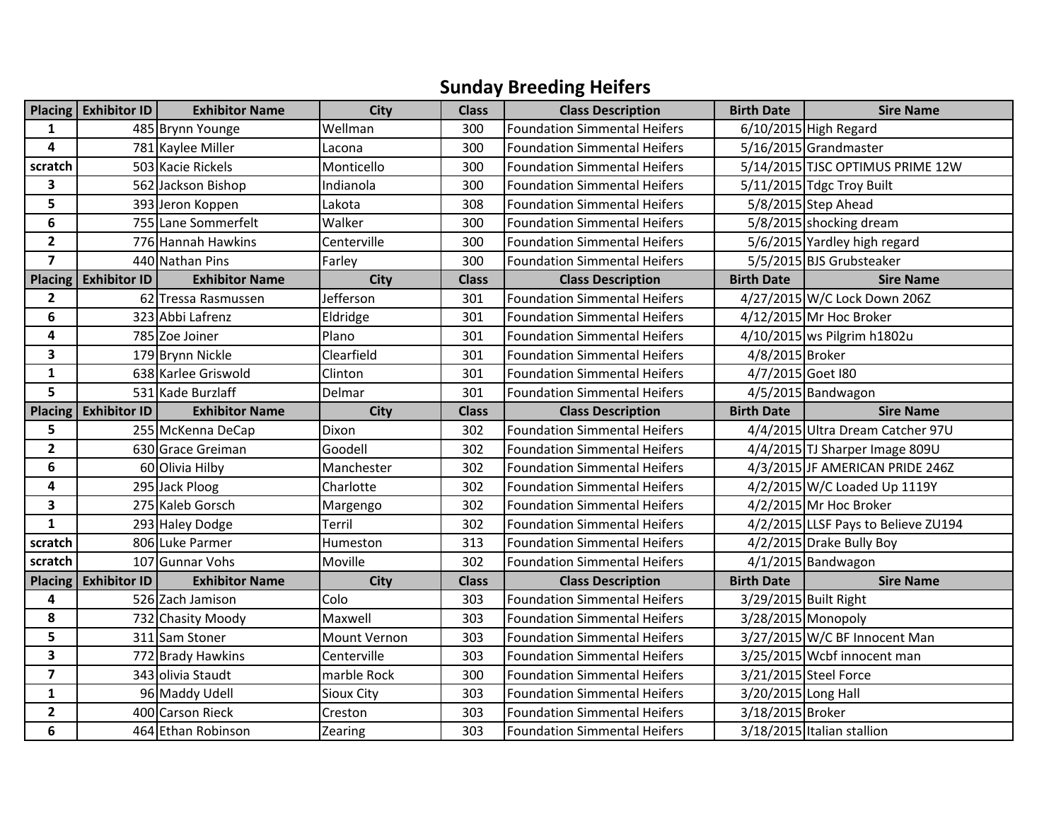# Sunday Breeding Heifers

| Placing | Exhibitor ID | Exhibitor Name | City | Class | Class Description | Birth Date | Sire Name |
|---|---|---|---|---|---|---|---|
| **1** | 485 | Brynn Younge | Wellman | 300 | Foundation Simmental Heifers | 6/10/2015 | High Regard |
| **4** | 781 | Kaylee Miller | Lacona | 300 | Foundation Simmental Heifers | 5/16/2015 | Grandmaster |
| **scratch** | 503 | Kacie Rickels | Monticello | 300 | Foundation Simmental Heifers | 5/14/2015 | TJSC OPTIMUS PRIME 12W |
| **3** | 562 | Jackson Bishop | Indianola | 300 | Foundation Simmental Heifers | 5/11/2015 | Tdgc Troy Built |
| **5** | 393 | Jeron Koppen | Lakota | 308 | Foundation Simmental Heifers | 5/8/2015 | Step Ahead |
| **6** | 755 | Lane Sommerfelt | Walker | 300 | Foundation Simmental Heifers | 5/8/2015 | shocking dream |
| **2** | 776 | Hannah Hawkins | Centerville | 300 | Foundation Simmental Heifers | 5/6/2015 | Yardley high regard |
| **7** | 440 | Nathan Pins | Farley | 300 | Foundation Simmental Heifers | 5/5/2015 | BJS Grubsteaker |
| **Placing** | **Exhibitor ID** | **Exhibitor Name** | **City** | **Class** | **Class Description** | **Birth Date** | **Sire Name** |
| **2** | 62 | Tressa Rasmussen | Jefferson | 301 | Foundation Simmental Heifers | 4/27/2015 | W/C Lock Down 206Z |
| **6** | 323 | Abbi Lafrenz | Eldridge | 301 | Foundation Simmental Heifers | 4/12/2015 | Mr Hoc Broker |
| **4** | 785 | Zoe Joiner | Plano | 301 | Foundation Simmental Heifers | 4/10/2015 | ws Pilgrim h1802u |
| **3** | 179 | Brynn Nickle | Clearfield | 301 | Foundation Simmental Heifers | 4/8/2015 | Broker |
| **1** | 638 | Karlee Griswold | Clinton | 301 | Foundation Simmental Heifers | 4/7/2015 | Goet I80 |
| **5** | 531 | Kade Burzlaff | Delmar | 301 | Foundation Simmental Heifers | 4/5/2015 | Bandwagon |
| **Placing** | **Exhibitor ID** | **Exhibitor Name** | **City** | **Class** | **Class Description** | **Birth Date** | **Sire Name** |
| **5** | 255 | McKenna DeCap | Dixon | 302 | Foundation Simmental Heifers | 4/4/2015 | Ultra Dream Catcher 97U |
| **2** | 630 | Grace Greiman | Goodell | 302 | Foundation Simmental Heifers | 4/4/2015 | TJ Sharper Image 809U |
| **6** | 60 | Olivia Hilby | Manchester | 302 | Foundation Simmental Heifers | 4/3/2015 | JF AMERICAN PRIDE 246Z |
| **4** | 295 | Jack Ploog | Charlotte | 302 | Foundation Simmental Heifers | 4/2/2015 | W/C Loaded Up 1119Y |
| **3** | 275 | Kaleb Gorsch | Margengo | 302 | Foundation Simmental Heifers | 4/2/2015 | Mr Hoc Broker |
| **1** | 293 | Haley Dodge | Terril | 302 | Foundation Simmental Heifers | 4/2/2015 | LLSF Pays to Believe ZU194 |
| **scratch** | 806 | Luke Parmer | Humeston | 313 | Foundation Simmental Heifers | 4/2/2015 | Drake Bully Boy |
| **scratch** | 107 | Gunnar Vohs | Moville | 302 | Foundation Simmental Heifers | 4/1/2015 | Bandwagon |
| **Placing** | **Exhibitor ID** | **Exhibitor Name** | **City** | **Class** | **Class Description** | **Birth Date** | **Sire Name** |
| **4** | 526 | Zach Jamison | Colo | 303 | Foundation Simmental Heifers | 3/29/2015 | Built Right |
| **8** | 732 | Chasity Moody | Maxwell | 303 | Foundation Simmental Heifers | 3/28/2015 | Monopoly |
| **5** | 311 | Sam Stoner | Mount Vernon | 303 | Foundation Simmental Heifers | 3/27/2015 | W/C BF Innocent Man |
| **3** | 772 | Brady Hawkins | Centerville | 303 | Foundation Simmental Heifers | 3/25/2015 | Wcbf innocent man |
| **7** | 343 | olivia Staudt | marble Rock | 300 | Foundation Simmental Heifers | 3/21/2015 | Steel Force |
| **1** | 96 | Maddy Udell | Sioux City | 303 | Foundation Simmental Heifers | 3/20/2015 | Long Hall |
| **2** | 400 | Carson Rieck | Creston | 303 | Foundation Simmental Heifers | 3/18/2015 | Broker |
| **6** | 464 | Ethan Robinson | Zearing | 303 | Foundation Simmental Heifers | 3/18/2015 | Italian stallion |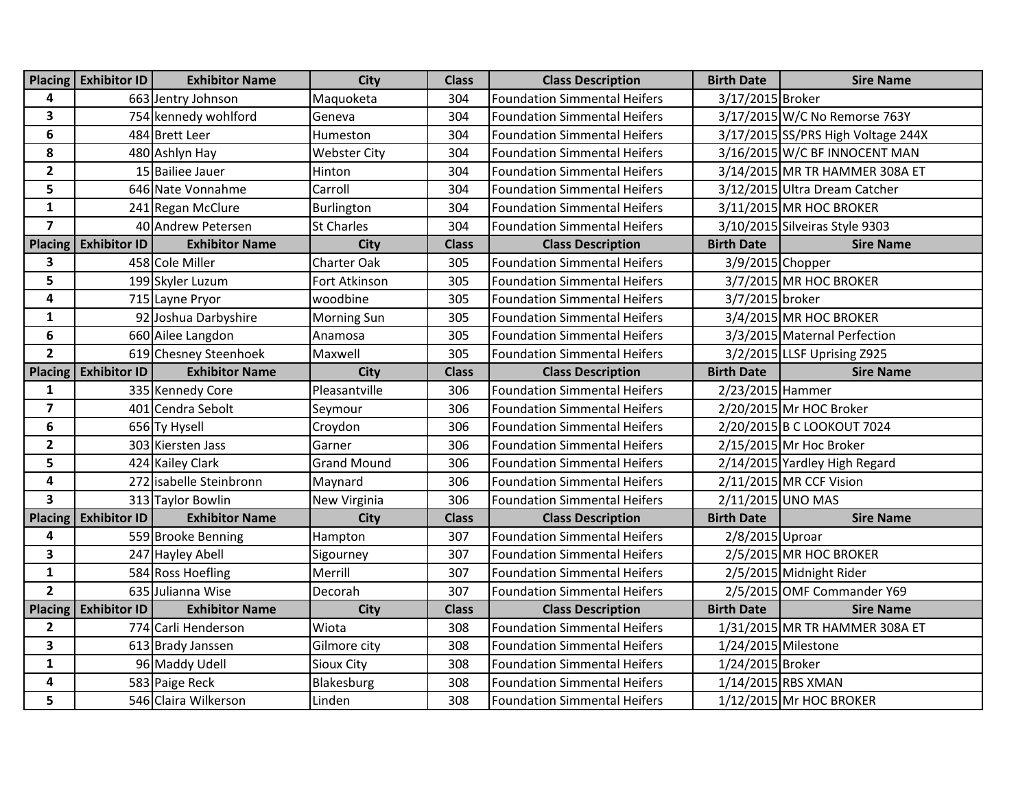| Placing | Exhibitor ID | Exhibitor Name | City | Class | Class Description | Birth Date | Sire Name |
|---|---|---|---|---|---|---|---|
| 4 | 663 | Jentry Johnson | Maquoketa | 304 | Foundation Simmental Heifers | 3/17/2015 | Broker |
| 3 | 754 | kennedy wohlford | Geneva | 304 | Foundation Simmental Heifers | 3/17/2015 | W/C No Remorse 763Y |
| 6 | 484 | Brett Leer | Humeston | 304 | Foundation Simmental Heifers | 3/17/2015 | SS/PRS High Voltage 244X |
| 8 | 480 | Ashlyn Hay | Webster City | 304 | Foundation Simmental Heifers | 3/16/2015 | W/C BF INNOCENT MAN |
| 2 | 15 | Bailiee Jauer | Hinton | 304 | Foundation Simmental Heifers | 3/14/2015 | MR TR HAMMER 308A ET |
| 5 | 646 | Nate Vonnahme | Carroll | 304 | Foundation Simmental Heifers | 3/12/2015 | Ultra Dream Catcher |
| 1 | 241 | Regan McClure | Burlington | 304 | Foundation Simmental Heifers | 3/11/2015 | MR HOC BROKER |
| 7 | 40 | Andrew Petersen | St Charles | 304 | Foundation Simmental Heifers | 3/10/2015 | Silveiras Style 9303 |
| **Placing** | **Exhibitor ID** | **Exhibitor Name** | **City** | **Class** | **Class Description** | **Birth Date** | **Sire Name** |
| 3 | 458 | Cole Miller | Charter Oak | 305 | Foundation Simmental Heifers | 3/9/2015 | Chopper |
| 5 | 199 | Skyler Luzum | Fort Atkinson | 305 | Foundation Simmental Heifers | 3/7/2015 | MR HOC BROKER |
| 4 | 715 | Layne Pryor | woodbine | 305 | Foundation Simmental Heifers | 3/7/2015 | broker |
| 1 | 92 | Joshua Darbyshire | Morning Sun | 305 | Foundation Simmental Heifers | 3/4/2015 | MR HOC BROKER |
| 6 | 660 | Ailee Langdon | Anamosa | 305 | Foundation Simmental Heifers | 3/3/2015 | Maternal Perfection |
| 2 | 619 | Chesney Steenhoek | Maxwell | 305 | Foundation Simmental Heifers | 3/2/2015 | LLSF Uprising Z925 |
| **Placing** | **Exhibitor ID** | **Exhibitor Name** | **City** | **Class** | **Class Description** | **Birth Date** | **Sire Name** |
| 1 | 335 | Kennedy Core | Pleasantville | 306 | Foundation Simmental Heifers | 2/23/2015 | Hammer |
| 7 | 401 | Cendra Sebolt | Seymour | 306 | Foundation Simmental Heifers | 2/20/2015 | Mr HOC Broker |
| 6 | 656 | Ty Hysell | Croydon | 306 | Foundation Simmental Heifers | 2/20/2015 | B C LOOKOUT 7024 |
| 2 | 303 | Kiersten Jass | Garner | 306 | Foundation Simmental Heifers | 2/15/2015 | Mr Hoc Broker |
| 5 | 424 | Kailey Clark | Grand Mound | 306 | Foundation Simmental Heifers | 2/14/2015 | Yardley High Regard |
| 4 | 272 | isabelle Steinbronn | Maynard | 306 | Foundation Simmental Heifers | 2/11/2015 | MR CCF Vision |
| 3 | 313 | Taylor Bowlin | New Virginia | 306 | Foundation Simmental Heifers | 2/11/2015 | UNO MAS |
| **Placing** | **Exhibitor ID** | **Exhibitor Name** | **City** | **Class** | **Class Description** | **Birth Date** | **Sire Name** |
| 4 | 559 | Brooke Benning | Hampton | 307 | Foundation Simmental Heifers | 2/8/2015 | Uproar |
| 3 | 247 | Hayley Abell | Sigourney | 307 | Foundation Simmental Heifers | 2/5/2015 | MR HOC BROKER |
| 1 | 584 | Ross Hoefling | Merrill | 307 | Foundation Simmental Heifers | 2/5/2015 | Midnight Rider |
| 2 | 635 | Julianna Wise | Decorah | 307 | Foundation Simmental Heifers | 2/5/2015 | OMF Commander Y69 |
| **Placing** | **Exhibitor ID** | **Exhibitor Name** | **City** | **Class** | **Class Description** | **Birth Date** | **Sire Name** |
| 2 | 774 | Carli Henderson | Wiota | 308 | Foundation Simmental Heifers | 1/31/2015 | MR TR HAMMER 308A ET |
| 3 | 613 | Brady Janssen | Gilmore city | 308 | Foundation Simmental Heifers | 1/24/2015 | Milestone |
| 1 | 96 | Maddy Udell | Sioux City | 308 | Foundation Simmental Heifers | 1/24/2015 | Broker |
| 4 | 583 | Paige Reck | Blakesburg | 308 | Foundation Simmental Heifers | 1/14/2015 | RBS XMAN |
| 5 | 546 | Claira Wilkerson | Linden | 308 | Foundation Simmental Heifers | 1/12/2015 | Mr HOC BROKER |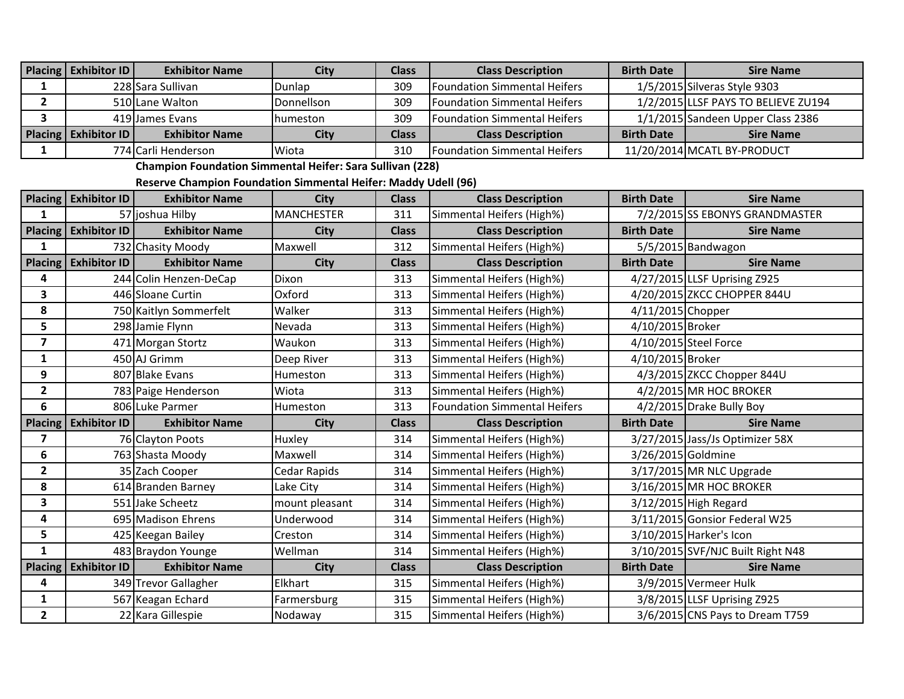| Placing | Exhibitor ID | Exhibitor Name | City | Class | Class Description | Birth Date | Sire Name |
|---|---|---|---|---|---|---|---|
| 1 | 228 | Sara Sullivan | Dunlap | 309 | Foundation Simmental Heifers | 1/5/2015 | Silveras Style 9303 |
| 2 | 510 | Lane Walton | Donnellson | 309 | Foundation Simmental Heifers | 1/2/2015 | LLSF PAYS TO BELIEVE ZU194 |
| 3 | 419 | James Evans | humeston | 309 | Foundation Simmental Heifers | 1/1/2015 | Sandeen Upper Class 2386 |

| Placing | Exhibitor ID | Exhibitor Name | City | Class | Class Description | Birth Date | Sire Name |
|---|---|---|---|---|---|---|---|
| 1 | 774 | Carli Henderson | Wiota | 310 | Foundation Simmental Heifers | 11/20/2014 | MCATL BY-PRODUCT |

**Champion Foundation Simmental Heifer: Sara Sullivan (228)**

**Reserve Champion Foundation Simmental Heifer: Maddy Udell (96)**

| Placing | Exhibitor ID | Exhibitor Name | City | Class | Class Description | Birth Date | Sire Name |
|---|---|---|---|---|---|---|---|
| 1 | 57 | joshua Hilby | MANCHESTER | 311 | Simmental Heifers (High%) | 7/2/2015 | SS EBONYS GRANDMASTER |

| Placing | Exhibitor ID | Exhibitor Name | City | Class | Class Description | Birth Date | Sire Name |
|---|---|---|---|---|---|---|---|
| 1 | 732 | Chasity Moody | Maxwell | 312 | Simmental Heifers (High%) | 5/5/2015 | Bandwagon |

| Placing | Exhibitor ID | Exhibitor Name | City | Class | Class Description | Birth Date | Sire Name |
|---|---|---|---|---|---|---|---|
| 4 | 244 | Colin Henzen-DeCap | Dixon | 313 | Simmental Heifers (High%) | 4/27/2015 | LLSF Uprising Z925 |
| 3 | 446 | Sloane Curtin | Oxford | 313 | Simmental Heifers (High%) | 4/20/2015 | ZKCC CHOPPER 844U |
| 8 | 750 | Kaitlyn Sommerfelt | Walker | 313 | Simmental Heifers (High%) | 4/11/2015 | Chopper |
| 5 | 298 | Jamie Flynn | Nevada | 313 | Simmental Heifers (High%) | 4/10/2015 | Broker |
| 7 | 471 | Morgan Stortz | Waukon | 313 | Simmental Heifers (High%) | 4/10/2015 | Steel Force |
| 1 | 450 | AJ Grimm | Deep River | 313 | Simmental Heifers (High%) | 4/10/2015 | Broker |
| 9 | 807 | Blake Evans | Humeston | 313 | Simmental Heifers (High%) | 4/3/2015 | ZKCC Chopper 844U |
| 2 | 783 | Paige Henderson | Wiota | 313 | Simmental Heifers (High%) | 4/2/2015 | MR HOC BROKER |
| 6 | 806 | Luke Parmer | Humeston | 313 | Foundation Simmental Heifers | 4/2/2015 | Drake Bully Boy |

| Placing | Exhibitor ID | Exhibitor Name | City | Class | Class Description | Birth Date | Sire Name |
|---|---|---|---|---|---|---|---|
| 7 | 76 | Clayton Poots | Huxley | 314 | Simmental Heifers (High%) | 3/27/2015 | Jass/Js Optimizer 58X |
| 6 | 763 | Shasta Moody | Maxwell | 314 | Simmental Heifers (High%) | 3/26/2015 | Goldmine |
| 2 | 35 | Zach Cooper | Cedar Rapids | 314 | Simmental Heifers (High%) | 3/17/2015 | MR NLC Upgrade |
| 8 | 614 | Branden Barney | Lake City | 314 | Simmental Heifers (High%) | 3/16/2015 | MR HOC BROKER |
| 3 | 551 | Jake Scheetz | mount pleasant | 314 | Simmental Heifers (High%) | 3/12/2015 | High Regard |
| 4 | 695 | Madison Ehrens | Underwood | 314 | Simmental Heifers (High%) | 3/11/2015 | Gonsior Federal W25 |
| 5 | 425 | Keegan Bailey | Creston | 314 | Simmental Heifers (High%) | 3/10/2015 | Harker's Icon |
| 1 | 483 | Braydon Younge | Wellman | 314 | Simmental Heifers (High%) | 3/10/2015 | SVF/NJC Built Right N48 |

| Placing | Exhibitor ID | Exhibitor Name | City | Class | Class Description | Birth Date | Sire Name |
|---|---|---|---|---|---|---|---|
| 4 | 349 | Trevor Gallagher | Elkhart | 315 | Simmental Heifers (High%) | 3/9/2015 | Vermeer Hulk |
| 1 | 567 | Keagan Echard | Farmersburg | 315 | Simmental Heifers (High%) | 3/8/2015 | LLSF Uprising Z925 |
| 2 | 22 | Kara Gillespie | Nodaway | 315 | Simmental Heifers (High%) | 3/6/2015 | CNS Pays to Dream T759 |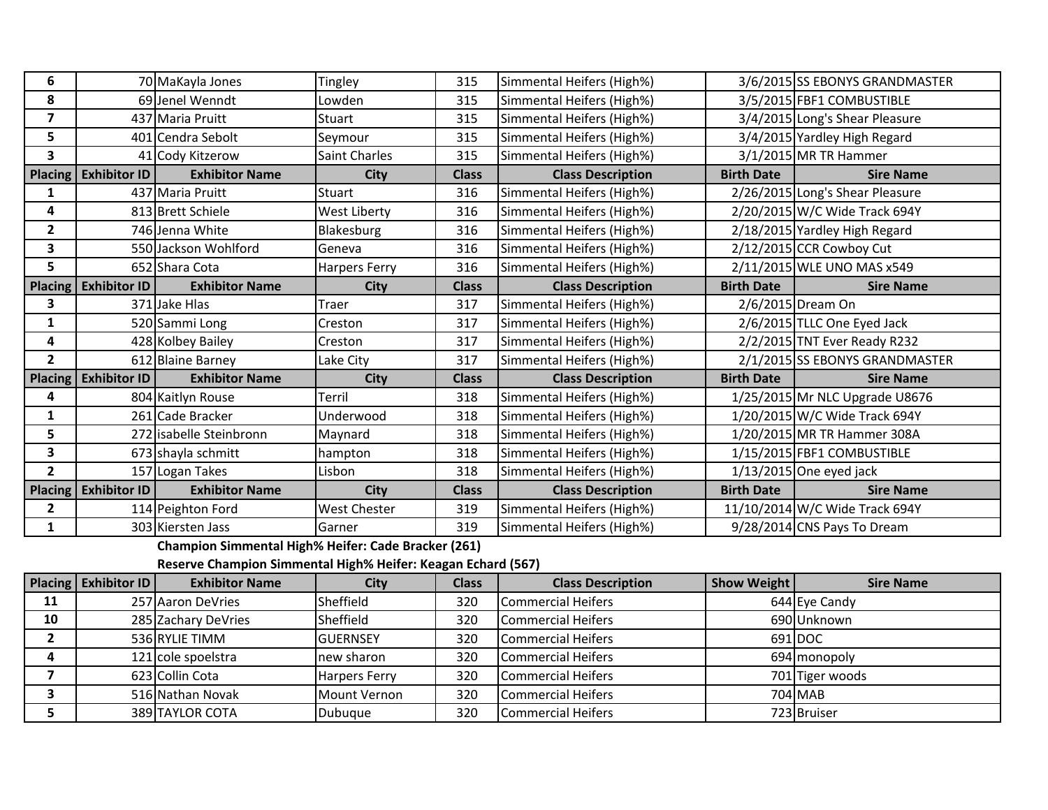| Placing | Exhibitor ID | Exhibitor Name | City | Class | Class Description | Birth Date | Sire Name |
|---|---|---|---|---|---|---|---|
| 6 | 70 | MaKayla Jones | Tingley | 315 | Simmental Heifers (High%) | 3/6/2015 | SS EBONYS GRANDMASTER |
| 8 | 69 | Jenel Wenndt | Lowden | 315 | Simmental Heifers (High%) | 3/5/2015 | FBF1 COMBUSTIBLE |
| 7 | 437 | Maria Pruitt | Stuart | 315 | Simmental Heifers (High%) | 3/4/2015 | Long's Shear Pleasure |
| 5 | 401 | Cendra Sebolt | Seymour | 315 | Simmental Heifers (High%) | 3/4/2015 | Yardley High Regard |
| 3 | 41 | Cody Kitzerow | Saint Charles | 315 | Simmental Heifers (High%) | 3/1/2015 | MR TR Hammer |

| Placing | Exhibitor ID | Exhibitor Name | City | Class | Class Description | Birth Date | Sire Name |
|---|---|---|---|---|---|---|---|
| 1 | 437 | Maria Pruitt | Stuart | 316 | Simmental Heifers (High%) | 2/26/2015 | Long's Shear Pleasure |
| 4 | 813 | Brett Schiele | West Liberty | 316 | Simmental Heifers (High%) | 2/20/2015 | W/C Wide Track 694Y |
| 2 | 746 | Jenna White | Blakesburg | 316 | Simmental Heifers (High%) | 2/18/2015 | Yardley High Regard |
| 3 | 550 | Jackson Wohlford | Geneva | 316 | Simmental Heifers (High%) | 2/12/2015 | CCR Cowboy Cut |
| 5 | 652 | Shara Cota | Harpers Ferry | 316 | Simmental Heifers (High%) | 2/11/2015 | WLE UNO MAS x549 |

| Placing | Exhibitor ID | Exhibitor Name | City | Class | Class Description | Birth Date | Sire Name |
|---|---|---|---|---|---|---|---|
| 3 | 371 | Jake Hlas | Traer | 317 | Simmental Heifers (High%) | 2/6/2015 | Dream On |
| 1 | 520 | Sammi Long | Creston | 317 | Simmental Heifers (High%) | 2/6/2015 | TLLC One Eyed Jack |
| 4 | 428 | Kolbey Bailey | Creston | 317 | Simmental Heifers (High%) | 2/2/2015 | TNT Ever Ready R232 |
| 2 | 612 | Blaine Barney | Lake City | 317 | Simmental Heifers (High%) | 2/1/2015 | SS EBONYS GRANDMASTER |

| Placing | Exhibitor ID | Exhibitor Name | City | Class | Class Description | Birth Date | Sire Name |
|---|---|---|---|---|---|---|---|
| 4 | 804 | Kaitlyn Rouse | Terril | 318 | Simmental Heifers (High%) | 1/25/2015 | Mr NLC Upgrade U8676 |
| 1 | 261 | Cade Bracker | Underwood | 318 | Simmental Heifers (High%) | 1/20/2015 | W/C Wide Track 694Y |
| 5 | 272 | isabelle Steinbronn | Maynard | 318 | Simmental Heifers (High%) | 1/20/2015 | MR TR Hammer 308A |
| 3 | 673 | shayla schmitt | hampton | 318 | Simmental Heifers (High%) | 1/15/2015 | FBF1 COMBUSTIBLE |
| 2 | 157 | Logan Takes | Lisbon | 318 | Simmental Heifers (High%) | 1/13/2015 | One eyed jack |

| Placing | Exhibitor ID | Exhibitor Name | City | Class | Class Description | Birth Date | Sire Name |
|---|---|---|---|---|---|---|---|
| 2 | 114 | Peighton Ford | West Chester | 319 | Simmental Heifers (High%) | 11/10/2014 | W/C Wide Track 694Y |
| 1 | 303 | Kiersten Jass | Garner | 319 | Simmental Heifers (High%) | 9/28/2014 | CNS Pays To Dream |

**Champion Simmental High% Heifer: Cade Bracker (261)**

**Reserve Champion Simmental High% Heifer: Keagan Echard (567)**

| Placing | Exhibitor ID | Exhibitor Name | City | Class | Class Description | Show Weight | Sire Name |
|---|---|---|---|---|---|---|---|
| 11 | 257 | Aaron DeVries | Sheffield | 320 | Commercial Heifers | 644 | Eye Candy |
| 10 | 285 | Zachary DeVries | Sheffield | 320 | Commercial Heifers | 690 | Unknown |
| 2 | 536 | RYLIE TIMM | GUERNSEY | 320 | Commercial Heifers | 691 | DOC |
| 4 | 121 | cole spoelstra | new sharon | 320 | Commercial Heifers | 694 | monopoly |
| 7 | 623 | Collin Cota | Harpers Ferry | 320 | Commercial Heifers | 701 | Tiger woods |
| 3 | 516 | Nathan Novak | Mount Vernon | 320 | Commercial Heifers | 704 | MAB |
| 5 | 389 | TAYLOR COTA | Dubuque | 320 | Commercial Heifers | 723 | Bruiser |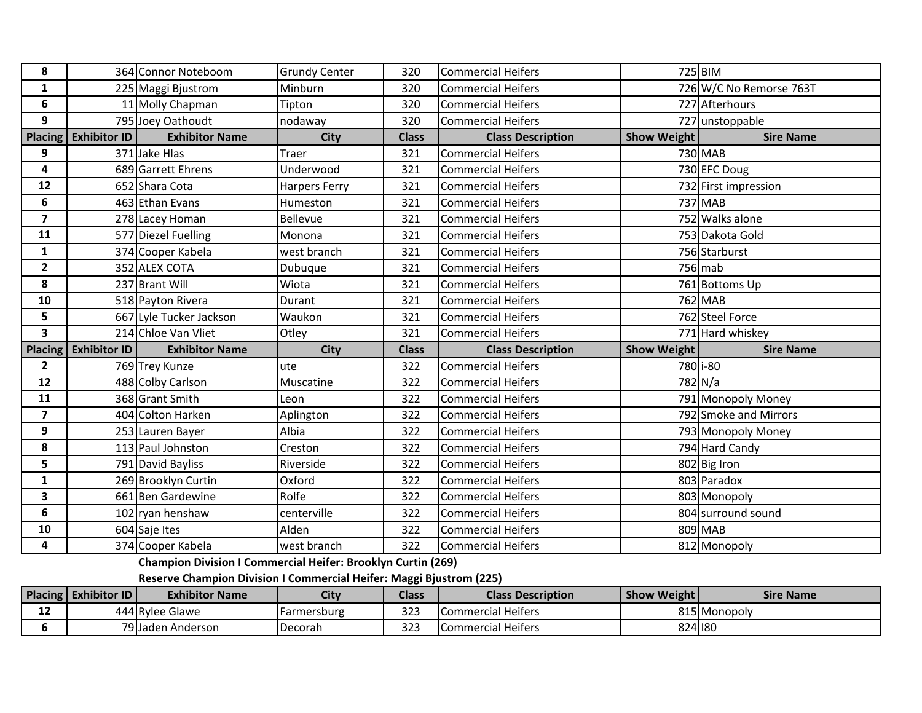| Placing | Exhibitor ID | Exhibitor Name | City | Class | Class Description | Show Weight | Sire Name |
|---|---|---|---|---|---|---|---|
| 8 | 364 | Connor Noteboom | Grundy Center | 320 | Commercial Heifers | 725 | BIM |
| 1 | 225 | Maggi Bjustrom | Minburn | 320 | Commercial Heifers | 726 | W/C No Remorse 763T |
| 6 | 11 | Molly Chapman | Tipton | 320 | Commercial Heifers | 727 | Afterhours |
| 9 | 795 | Joey Oathoudt | nodaway | 320 | Commercial Heifers | 727 | unstoppable |

| Placing | Exhibitor ID | Exhibitor Name | City | Class | Class Description | Show Weight | Sire Name |
|---|---|---|---|---|---|---|---|
| 9 | 371 | Jake Hlas | Traer | 321 | Commercial Heifers | 730 | MAB |
| 4 | 689 | Garrett Ehrens | Underwood | 321 | Commercial Heifers | 730 | EFC Doug |
| 12 | 652 | Shara Cota | Harpers Ferry | 321 | Commercial Heifers | 732 | First impression |
| 6 | 463 | Ethan Evans | Humeston | 321 | Commercial Heifers | 737 | MAB |
| 7 | 278 | Lacey Homan | Bellevue | 321 | Commercial Heifers | 752 | Walks alone |
| 11 | 577 | Diezel Fuelling | Monona | 321 | Commercial Heifers | 753 | Dakota Gold |
| 1 | 374 | Cooper Kabela | west branch | 321 | Commercial Heifers | 756 | Starburst |
| 2 | 352 | ALEX COTA | Dubuque | 321 | Commercial Heifers | 756 | mab |
| 8 | 237 | Brant Will | Wiota | 321 | Commercial Heifers | 761 | Bottoms Up |
| 10 | 518 | Payton Rivera | Durant | 321 | Commercial Heifers | 762 | MAB |
| 5 | 667 | Lyle Tucker Jackson | Waukon | 321 | Commercial Heifers | 762 | Steel Force |
| 3 | 214 | Chloe Van Vliet | Otley | 321 | Commercial Heifers | 771 | Hard whiskey |

| Placing | Exhibitor ID | Exhibitor Name | City | Class | Class Description | Show Weight | Sire Name |
|---|---|---|---|---|---|---|---|
| 2 | 769 | Trey Kunze | ute | 322 | Commercial Heifers | 780 | i-80 |
| 12 | 488 | Colby Carlson | Muscatine | 322 | Commercial Heifers | 782 | N/a |
| 11 | 368 | Grant Smith | Leon | 322 | Commercial Heifers | 791 | Monopoly Money |
| 7 | 404 | Colton Harken | Aplington | 322 | Commercial Heifers | 792 | Smoke and Mirrors |
| 9 | 253 | Lauren Bayer | Albia | 322 | Commercial Heifers | 793 | Monopoly Money |
| 8 | 113 | Paul Johnston | Creston | 322 | Commercial Heifers | 794 | Hard Candy |
| 5 | 791 | David Bayliss | Riverside | 322 | Commercial Heifers | 802 | Big Iron |
| 1 | 269 | Brooklyn Curtin | Oxford | 322 | Commercial Heifers | 803 | Paradox |
| 3 | 661 | Ben Gardewine | Rolfe | 322 | Commercial Heifers | 803 | Monopoly |
| 6 | 102 | ryan henshaw | centerville | 322 | Commercial Heifers | 804 | surround sound |
| 10 | 604 | Saje Ites | Alden | 322 | Commercial Heifers | 809 | MAB |
| 4 | 374 | Cooper Kabela | west branch | 322 | Commercial Heifers | 812 | Monopoly |

**Champion Division I Commercial Heifer: Brooklyn Curtin (269)**

**Reserve Champion Division I Commercial Heifer: Maggi Bjustrom (225)**

| Placing | Exhibitor ID | Exhibitor Name | City | Class | Class Description | Show Weight | Sire Name |
|---|---|---|---|---|---|---|---|
| 12 | 444 | Rylee Glawe | Farmersburg | 323 | Commercial Heifers | 815 | Monopoly |
| 6 | 79 | Jaden Anderson | Decorah | 323 | Commercial Heifers | 824 | I80 |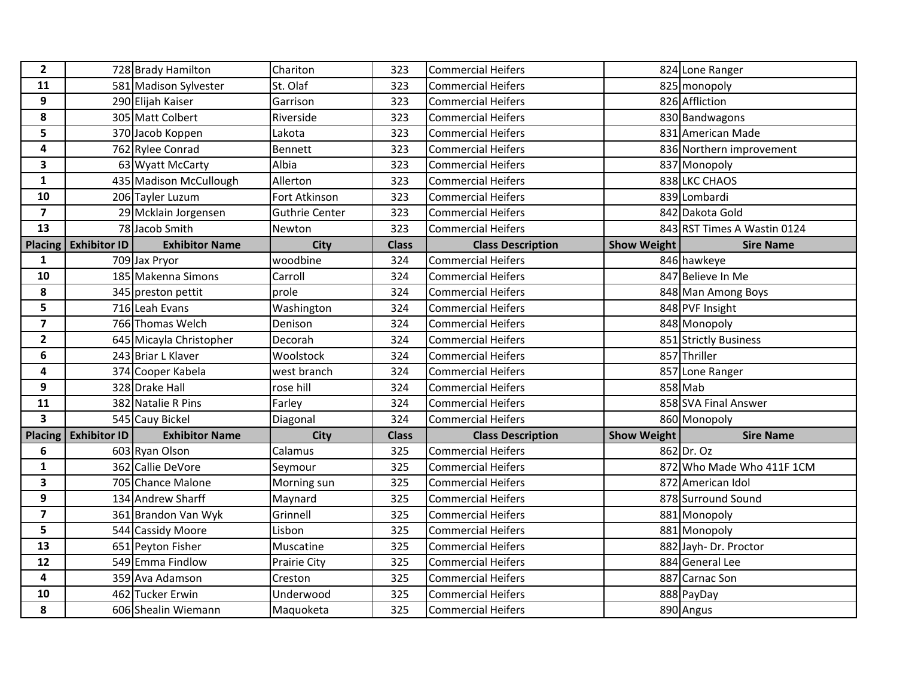| Placing | Exhibitor ID | Exhibitor Name | City | Class | Class Description | Show Weight | Sire Name |
|---|---|---|---|---|---|---|---|
| 2 | 728 | Brady Hamilton | Chariton | 323 | Commercial Heifers | 824 | Lone Ranger |
| 11 | 581 | Madison Sylvester | St. Olaf | 323 | Commercial Heifers | 825 | monopoly |
| 9 | 290 | Elijah Kaiser | Garrison | 323 | Commercial Heifers | 826 | Affliction |
| 8 | 305 | Matt Colbert | Riverside | 323 | Commercial Heifers | 830 | Bandwagons |
| 5 | 370 | Jacob Koppen | Lakota | 323 | Commercial Heifers | 831 | American Made |
| 4 | 762 | Rylee Conrad | Bennett | 323 | Commercial Heifers | 836 | Northern improvement |
| 3 | 63 | Wyatt McCarty | Albia | 323 | Commercial Heifers | 837 | Monopoly |
| 1 | 435 | Madison McCullough | Allerton | 323 | Commercial Heifers | 838 | LKC CHAOS |
| 10 | 206 | Tayler Luzum | Fort Atkinson | 323 | Commercial Heifers | 839 | Lombardi |
| 7 | 29 | Mcklain Jorgensen | Guthrie Center | 323 | Commercial Heifers | 842 | Dakota Gold |
| 13 | 78 | Jacob Smith | Newton | 323 | Commercial Heifers | 843 | RST Times A Wastin 0124 |
| **Placing** | **Exhibitor ID** | **Exhibitor Name** | **City** | **Class** | **Class Description** | **Show Weight** | **Sire Name** |
| 1 | 709 | Jax Pryor | woodbine | 324 | Commercial Heifers | 846 | hawkeye |
| 10 | 185 | Makenna Simons | Carroll | 324 | Commercial Heifers | 847 | Believe In Me |
| 8 | 345 | preston pettit | prole | 324 | Commercial Heifers | 848 | Man Among Boys |
| 5 | 716 | Leah Evans | Washington | 324 | Commercial Heifers | 848 | PVF Insight |
| 7 | 766 | Thomas Welch | Denison | 324 | Commercial Heifers | 848 | Monopoly |
| 2 | 645 | Micayla Christopher | Decorah | 324 | Commercial Heifers | 851 | Strictly Business |
| 6 | 243 | Briar L Klaver | Woolstock | 324 | Commercial Heifers | 857 | Thriller |
| 4 | 374 | Cooper Kabela | west branch | 324 | Commercial Heifers | 857 | Lone Ranger |
| 9 | 328 | Drake Hall | rose hill | 324 | Commercial Heifers | 858 | Mab |
| 11 | 382 | Natalie R Pins | Farley | 324 | Commercial Heifers | 858 | SVA Final Answer |
| 3 | 545 | Cauy Bickel | Diagonal | 324 | Commercial Heifers | 860 | Monopoly |
| **Placing** | **Exhibitor ID** | **Exhibitor Name** | **City** | **Class** | **Class Description** | **Show Weight** | **Sire Name** |
| 6 | 603 | Ryan Olson | Calamus | 325 | Commercial Heifers | 862 | Dr. Oz |
| 1 | 362 | Callie DeVore | Seymour | 325 | Commercial Heifers | 872 | Who Made Who 411F 1CM |
| 3 | 705 | Chance Malone | Morning sun | 325 | Commercial Heifers | 872 | American Idol |
| 9 | 134 | Andrew Sharff | Maynard | 325 | Commercial Heifers | 878 | Surround Sound |
| 7 | 361 | Brandon Van Wyk | Grinnell | 325 | Commercial Heifers | 881 | Monopoly |
| 5 | 544 | Cassidy Moore | Lisbon | 325 | Commercial Heifers | 881 | Monopoly |
| 13 | 651 | Peyton Fisher | Muscatine | 325 | Commercial Heifers | 882 | Jayh- Dr. Proctor |
| 12 | 549 | Emma Findlow | Prairie City | 325 | Commercial Heifers | 884 | General Lee |
| 4 | 359 | Ava Adamson | Creston | 325 | Commercial Heifers | 887 | Carnac Son |
| 10 | 462 | Tucker Erwin | Underwood | 325 | Commercial Heifers | 888 | PayDay |
| 8 | 606 | Shealin Wiemann | Maquoketa | 325 | Commercial Heifers | 890 | Angus |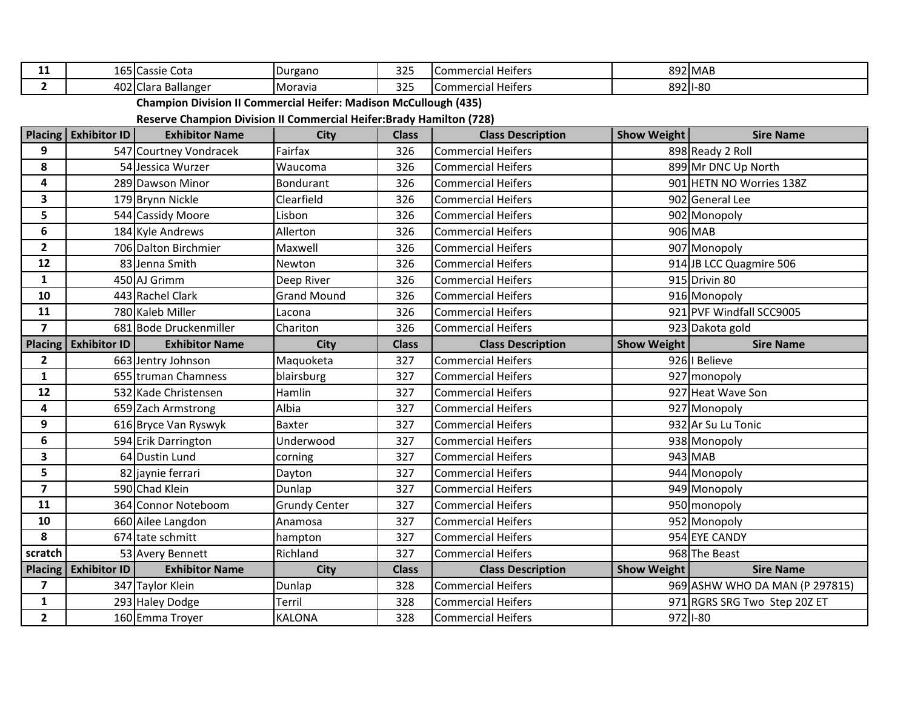| Placing | Exhibitor ID | Exhibitor Name | City | Class | Class Description | Show Weight | Sire Name |
|---|---|---|---|---|---|---|---|
| 11 | 165 | Cassie Cota | Durgano | 325 | Commercial Heifers | 892 | MAB |
| 2 | 402 | Clara Ballanger | Moravia | 325 | Commercial Heifers | 892 | I-80 |

**Champion Division II Commercial Heifer: Madison McCullough (435)**

**Reserve Champion Division II Commercial Heifer:Brady Hamilton (728)**

| Placing | Exhibitor ID | Exhibitor Name | City | Class | Class Description | Show Weight | Sire Name |
|---|---|---|---|---|---|---|---|
| 9 | 547 | Courtney Vondracek | Fairfax | 326 | Commercial Heifers | 898 | Ready 2 Roll |
| 8 | 54 | Jessica Wurzer | Waucoma | 326 | Commercial Heifers | 899 | Mr DNC Up North |
| 4 | 289 | Dawson Minor | Bondurant | 326 | Commercial Heifers | 901 | HETN NO Worries 138Z |
| 3 | 179 | Brynn Nickle | Clearfield | 326 | Commercial Heifers | 902 | General Lee |
| 5 | 544 | Cassidy Moore | Lisbon | 326 | Commercial Heifers | 902 | Monopoly |
| 6 | 184 | Kyle Andrews | Allerton | 326 | Commercial Heifers | 906 | MAB |
| 2 | 706 | Dalton Birchmier | Maxwell | 326 | Commercial Heifers | 907 | Monopoly |
| 12 | 83 | Jenna Smith | Newton | 326 | Commercial Heifers | 914 | JB LCC Quagmire 506 |
| 1 | 450 | AJ Grimm | Deep River | 326 | Commercial Heifers | 915 | Drivin 80 |
| 10 | 443 | Rachel Clark | Grand Mound | 326 | Commercial Heifers | 916 | Monopoly |
| 11 | 780 | Kaleb Miller | Lacona | 326 | Commercial Heifers | 921 | PVF Windfall SCC9005 |
| 7 | 681 | Bode Druckenmiller | Chariton | 326 | Commercial Heifers | 923 | Dakota gold |

| Placing | Exhibitor ID | Exhibitor Name | City | Class | Class Description | Show Weight | Sire Name |
|---|---|---|---|---|---|---|---|
| 2 | 663 | Jentry Johnson | Maquoketa | 327 | Commercial Heifers | 926 | I Believe |
| 1 | 655 | truman Chamness | blairsburg | 327 | Commercial Heifers | 927 | monopoly |
| 12 | 532 | Kade Christensen | Hamlin | 327 | Commercial Heifers | 927 | Heat Wave Son |
| 4 | 659 | Zach Armstrong | Albia | 327 | Commercial Heifers | 927 | Monopoly |
| 9 | 616 | Bryce Van Ryswyk | Baxter | 327 | Commercial Heifers | 932 | Ar Su Lu Tonic |
| 6 | 594 | Erik Darrington | Underwood | 327 | Commercial Heifers | 938 | Monopoly |
| 3 | 64 | Dustin Lund | corning | 327 | Commercial Heifers | 943 | MAB |
| 5 | 82 | jaynie ferrari | Dayton | 327 | Commercial Heifers | 944 | Monopoly |
| 7 | 590 | Chad Klein | Dunlap | 327 | Commercial Heifers | 949 | Monopoly |
| 11 | 364 | Connor Noteboom | Grundy Center | 327 | Commercial Heifers | 950 | monopoly |
| 10 | 660 | Ailee Langdon | Anamosa | 327 | Commercial Heifers | 952 | Monopoly |
| 8 | 674 | tate schmitt | hampton | 327 | Commercial Heifers | 954 | EYE CANDY |
| scratch | 53 | Avery Bennett | Richland | 327 | Commercial Heifers | 968 | The Beast |

| Placing | Exhibitor ID | Exhibitor Name | City | Class | Class Description | Show Weight | Sire Name |
|---|---|---|---|---|---|---|---|
| 7 | 347 | Taylor Klein | Dunlap | 328 | Commercial Heifers | 969 | ASHW WHO DA MAN (P 297815) |
| 1 | 293 | Haley Dodge | Terril | 328 | Commercial Heifers | 971 | RGRS SRG Two Step 20Z ET |
| 2 | 160 | Emma Troyer | KALONA | 328 | Commercial Heifers | 972 | I-80 |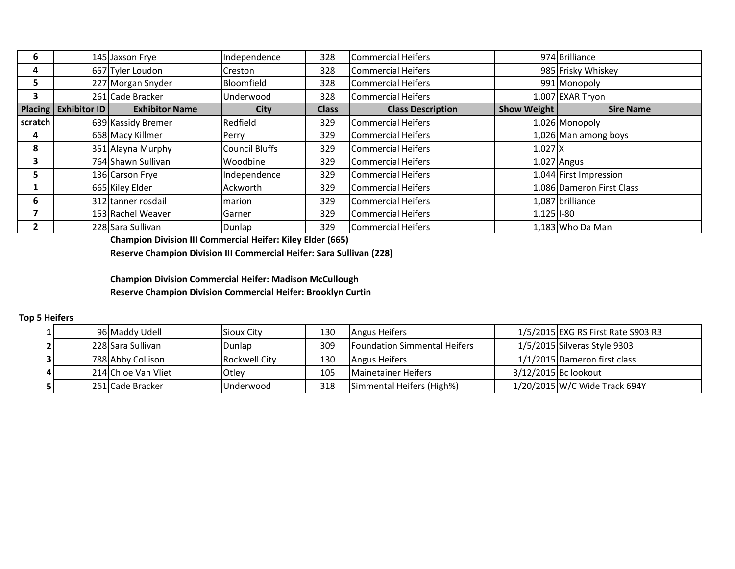| Placing | Exhibitor ID | Exhibitor Name | City | Class | Class Description | Show Weight | Sire Name |
|---|---|---|---|---|---|---|---|
| 6 | 145 | Jaxson Frye | Independence | 328 | Commercial Heifers | 974 | Brilliance |
| 4 | 657 | Tyler Loudon | Creston | 328 | Commercial Heifers | 985 | Frisky Whiskey |
| 5 | 227 | Morgan Snyder | Bloomfield | 328 | Commercial Heifers | 991 | Monopoly |
| 3 | 261 | Cade Bracker | Underwood | 328 | Commercial Heifers | 1,007 | EXAR Tryon |

| Placing | Exhibitor ID | Exhibitor Name | City | Class | Class Description | Show Weight | Sire Name |
|---|---|---|---|---|---|---|---|
| scratch | 639 | Kassidy Bremer | Redfield | 329 | Commercial Heifers | 1,026 | Monopoly |
| 4 | 668 | Macy Killmer | Perry | 329 | Commercial Heifers | 1,026 | Man among boys |
| 8 | 351 | Alayna Murphy | Council Bluffs | 329 | Commercial Heifers | 1,027 | X |
| 3 | 764 | Shawn Sullivan | Woodbine | 329 | Commercial Heifers | 1,027 | Angus |
| 5 | 136 | Carson Frye | Independence | 329 | Commercial Heifers | 1,044 | First Impression |
| 1 | 665 | Kiley Elder | Ackworth | 329 | Commercial Heifers | 1,086 | Dameron First Class |
| 6 | 312 | tanner rosdail | marion | 329 | Commercial Heifers | 1,087 | brilliance |
| 7 | 153 | Rachel Weaver | Garner | 329 | Commercial Heifers | 1,125 | I-80 |
| 2 | 228 | Sara Sullivan | Dunlap | 329 | Commercial Heifers | 1,183 | Who Da Man |

**Champion Division III Commercial Heifer: Kiley Elder (665)**

**Reserve Champion Division III Commercial Heifer: Sara Sullivan (228)**

**Champion Division Commercial Heifer: Madison McCullough**

**Reserve Champion Division Commercial Heifer: Brooklyn Curtin**

**Top 5 Heifers**

| | | | | | | | |
|---|---|---|---|---|---|---|---|
| 1 | 96 | Maddy Udell | Sioux City | 130 | Angus Heifers | 1/5/2015 | EXG RS First Rate S903 R3 |
| 2 | 228 | Sara Sullivan | Dunlap | 309 | Foundation Simmental Heifers | 1/5/2015 | Silveras Style 9303 |
| 3 | 788 | Abby Collison | Rockwell City | 130 | Angus Heifers | 1/1/2015 | Dameron first class |
| 4 | 214 | Chloe Van Vliet | Otley | 105 | Mainetainer Heifers | 3/12/2015 | Bc lookout |
| 5 | 261 | Cade Bracker | Underwood | 318 | Simmental Heifers (High%) | 1/20/2015 | W/C Wide Track 694Y |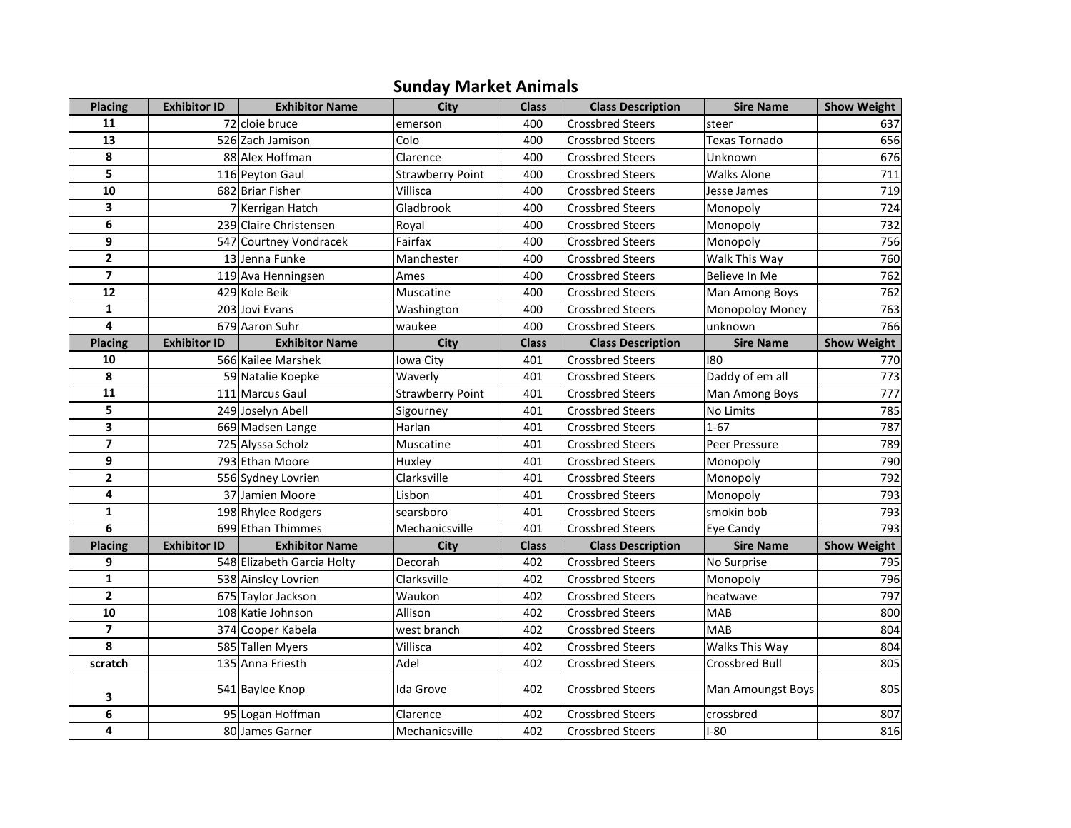## Sunday Market Animals

| Placing | Exhibitor ID | Exhibitor Name | City | Class | Class Description | Sire Name | Show Weight |
|---|---|---|---|---|---|---|---|
| 11 | 72 | cloie bruce | emerson | 400 | Crossbred Steers | steer | 637 |
| 13 | 526 | Zach Jamison | Colo | 400 | Crossbred Steers | Texas Tornado | 656 |
| 8 | 88 | Alex Hoffman | Clarence | 400 | Crossbred Steers | Unknown | 676 |
| 5 | 116 | Peyton Gaul | Strawberry Point | 400 | Crossbred Steers | Walks Alone | 711 |
| 10 | 682 | Briar Fisher | Villisca | 400 | Crossbred Steers | Jesse James | 719 |
| 3 | 7 | Kerrigan Hatch | Gladbrook | 400 | Crossbred Steers | Monopoly | 724 |
| 6 | 239 | Claire Christensen | Royal | 400 | Crossbred Steers | Monopoly | 732 |
| 9 | 547 | Courtney Vondracek | Fairfax | 400 | Crossbred Steers | Monopoly | 756 |
| 2 | 13 | Jenna Funke | Manchester | 400 | Crossbred Steers | Walk This Way | 760 |
| 7 | 119 | Ava Henningsen | Ames | 400 | Crossbred Steers | Believe In Me | 762 |
| 12 | 429 | Kole Beik | Muscatine | 400 | Crossbred Steers | Man Among Boys | 762 |
| 1 | 203 | Jovi Evans | Washington | 400 | Crossbred Steers | Monopoloy Money | 763 |
| 4 | 679 | Aaron Suhr | waukee | 400 | Crossbred Steers | unknown | 766 |
| **Placing** | **Exhibitor ID** | **Exhibitor Name** | **City** | **Class** | **Class Description** | **Sire Name** | **Show Weight** |
| 10 | 566 | Kailee Marshek | Iowa City | 401 | Crossbred Steers | I80 | 770 |
| 8 | 59 | Natalie Koepke | Waverly | 401 | Crossbred Steers | Daddy of em all | 773 |
| 11 | 111 | Marcus Gaul | Strawberry Point | 401 | Crossbred Steers | Man Among Boys | 777 |
| 5 | 249 | Joselyn Abell | Sigourney | 401 | Crossbred Steers | No Limits | 785 |
| 3 | 669 | Madsen Lange | Harlan | 401 | Crossbred Steers | 1-67 | 787 |
| 7 | 725 | Alyssa Scholz | Muscatine | 401 | Crossbred Steers | Peer Pressure | 789 |
| 9 | 793 | Ethan Moore | Huxley | 401 | Crossbred Steers | Monopoly | 790 |
| 2 | 556 | Sydney Lovrien | Clarksville | 401 | Crossbred Steers | Monopoly | 792 |
| 4 | 37 | Jamien Moore | Lisbon | 401 | Crossbred Steers | Monopoly | 793 |
| 1 | 198 | Rhylee Rodgers | searsboro | 401 | Crossbred Steers | smokin bob | 793 |
| 6 | 699 | Ethan Thimmes | Mechanicsville | 401 | Crossbred Steers | Eye Candy | 793 |
| **Placing** | **Exhibitor ID** | **Exhibitor Name** | **City** | **Class** | **Class Description** | **Sire Name** | **Show Weight** |
| 9 | 548 | Elizabeth Garcia Holty | Decorah | 402 | Crossbred Steers | No Surprise | 795 |
| 1 | 538 | Ainsley Lovrien | Clarksville | 402 | Crossbred Steers | Monopoly | 796 |
| 2 | 675 | Taylor Jackson | Waukon | 402 | Crossbred Steers | heatwave | 797 |
| 10 | 108 | Katie Johnson | Allison | 402 | Crossbred Steers | MAB | 800 |
| 7 | 374 | Cooper Kabela | west branch | 402 | Crossbred Steers | MAB | 804 |
| 8 | 585 | Tallen Myers | Villisca | 402 | Crossbred Steers | Walks This Way | 804 |
| scratch | 135 | Anna Friesth | Adel | 402 | Crossbred Steers | Crossbred Bull | 805 |
| 3 | 541 | Baylee Knop | Ida Grove | 402 | Crossbred Steers | Man Amoungst Boys | 805 |
| 6 | 95 | Logan Hoffman | Clarence | 402 | Crossbred Steers | crossbred | 807 |
| 4 | 80 | James Garner | Mechanicsville | 402 | Crossbred Steers | I-80 | 816 |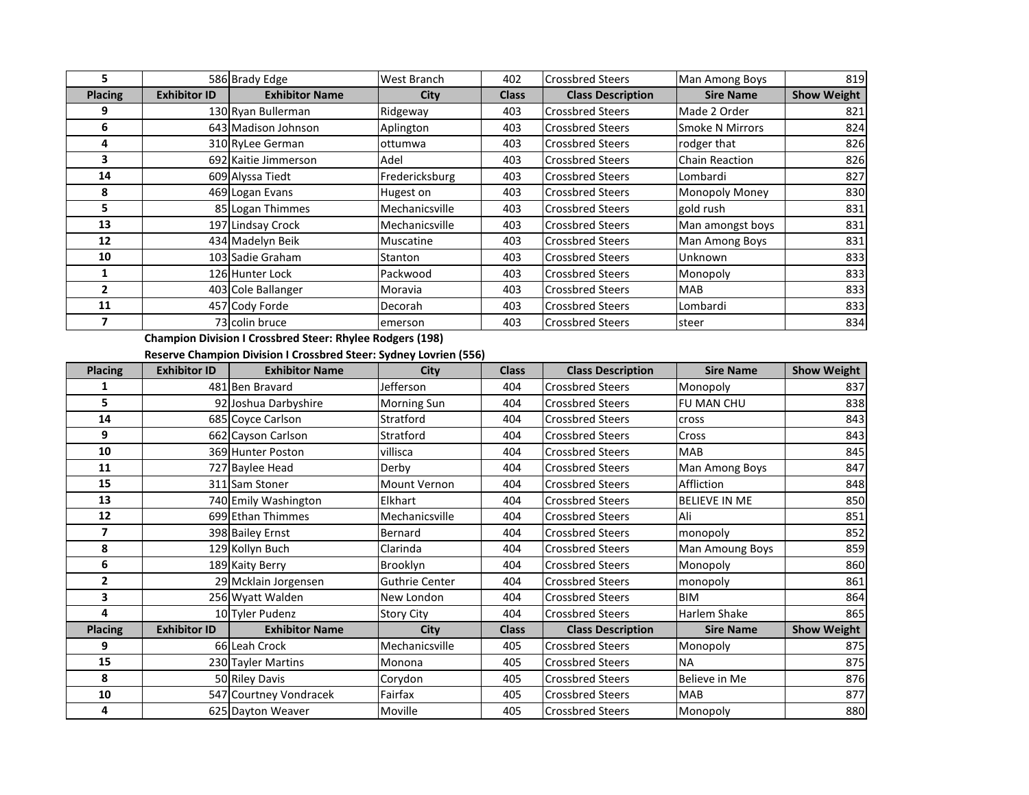| Placing | Exhibitor ID | Exhibitor Name | City | Class | Class Description | Sire Name | Show Weight |
|---|---|---|---|---|---|---|---|
| 5 | 586 | Brady Edge | West Branch | 402 | Crossbred Steers | Man Among Boys | 819 |

| Placing | Exhibitor ID | Exhibitor Name | City | Class | Class Description | Sire Name | Show Weight |
|---|---|---|---|---|---|---|---|
| 9 | 130 | Ryan Bullerman | Ridgeway | 403 | Crossbred Steers | Made 2 Order | 821 |
| 6 | 643 | Madison Johnson | Aplington | 403 | Crossbred Steers | Smoke N Mirrors | 824 |
| 4 | 310 | RyLee German | ottumwa | 403 | Crossbred Steers | rodger that | 826 |
| 3 | 692 | Kaitie Jimmerson | Adel | 403 | Crossbred Steers | Chain Reaction | 826 |
| 14 | 609 | Alyssa Tiedt | Fredericksburg | 403 | Crossbred Steers | Lombardi | 827 |
| 8 | 469 | Logan Evans | Hugest on | 403 | Crossbred Steers | Monopoly Money | 830 |
| 5 | 85 | Logan Thimmes | Mechanicsville | 403 | Crossbred Steers | gold rush | 831 |
| 13 | 197 | Lindsay Crock | Mechanicsville | 403 | Crossbred Steers | Man amongst boys | 831 |
| 12 | 434 | Madelyn Beik | Muscatine | 403 | Crossbred Steers | Man Among Boys | 831 |
| 10 | 103 | Sadie Graham | Stanton | 403 | Crossbred Steers | Unknown | 833 |
| 1 | 126 | Hunter Lock | Packwood | 403 | Crossbred Steers | Monopoly | 833 |
| 2 | 403 | Cole Ballanger | Moravia | 403 | Crossbred Steers | MAB | 833 |
| 11 | 457 | Cody Forde | Decorah | 403 | Crossbred Steers | Lombardi | 833 |
| 7 | 73 | colin bruce | emerson | 403 | Crossbred Steers | steer | 834 |

**Champion Division I Crossbred Steer: Rhylee Rodgers (198)**

**Reserve Champion Division I Crossbred Steer: Sydney Lovrien (556)**

| Placing | Exhibitor ID | Exhibitor Name | City | Class | Class Description | Sire Name | Show Weight |
|---|---|---|---|---|---|---|---|
| 1 | 481 | Ben Bravard | Jefferson | 404 | Crossbred Steers | Monopoly | 837 |
| 5 | 92 | Joshua Darbyshire | Morning Sun | 404 | Crossbred Steers | FU MAN CHU | 838 |
| 14 | 685 | Coyce Carlson | Stratford | 404 | Crossbred Steers | cross | 843 |
| 9 | 662 | Cayson Carlson | Stratford | 404 | Crossbred Steers | Cross | 843 |
| 10 | 369 | Hunter Poston | villisca | 404 | Crossbred Steers | MAB | 845 |
| 11 | 727 | Baylee Head | Derby | 404 | Crossbred Steers | Man Among Boys | 847 |
| 15 | 311 | Sam Stoner | Mount Vernon | 404 | Crossbred Steers | Affliction | 848 |
| 13 | 740 | Emily Washington | Elkhart | 404 | Crossbred Steers | BELIEVE IN ME | 850 |
| 12 | 699 | Ethan Thimmes | Mechanicsville | 404 | Crossbred Steers | Ali | 851 |
| 7 | 398 | Bailey Ernst | Bernard | 404 | Crossbred Steers | monopoly | 852 |
| 8 | 129 | Kollyn Buch | Clarinda | 404 | Crossbred Steers | Man Amoung Boys | 859 |
| 6 | 189 | Kaity Berry | Brooklyn | 404 | Crossbred Steers | Monopoly | 860 |
| 2 | 29 | Mcklain Jorgensen | Guthrie Center | 404 | Crossbred Steers | monopoly | 861 |
| 3 | 256 | Wyatt Walden | New London | 404 | Crossbred Steers | BIM | 864 |
| 4 | 10 | Tyler Pudenz | Story City | 404 | Crossbred Steers | Harlem Shake | 865 |

| Placing | Exhibitor ID | Exhibitor Name | City | Class | Class Description | Sire Name | Show Weight |
|---|---|---|---|---|---|---|---|
| 9 | 66 | Leah Crock | Mechanicsville | 405 | Crossbred Steers | Monopoly | 875 |
| 15 | 230 | Tayler Martins | Monona | 405 | Crossbred Steers | NA | 875 |
| 8 | 50 | Riley Davis | Corydon | 405 | Crossbred Steers | Believe in Me | 876 |
| 10 | 547 | Courtney Vondracek | Fairfax | 405 | Crossbred Steers | MAB | 877 |
| 4 | 625 | Dayton Weaver | Moville | 405 | Crossbred Steers | Monopoly | 880 |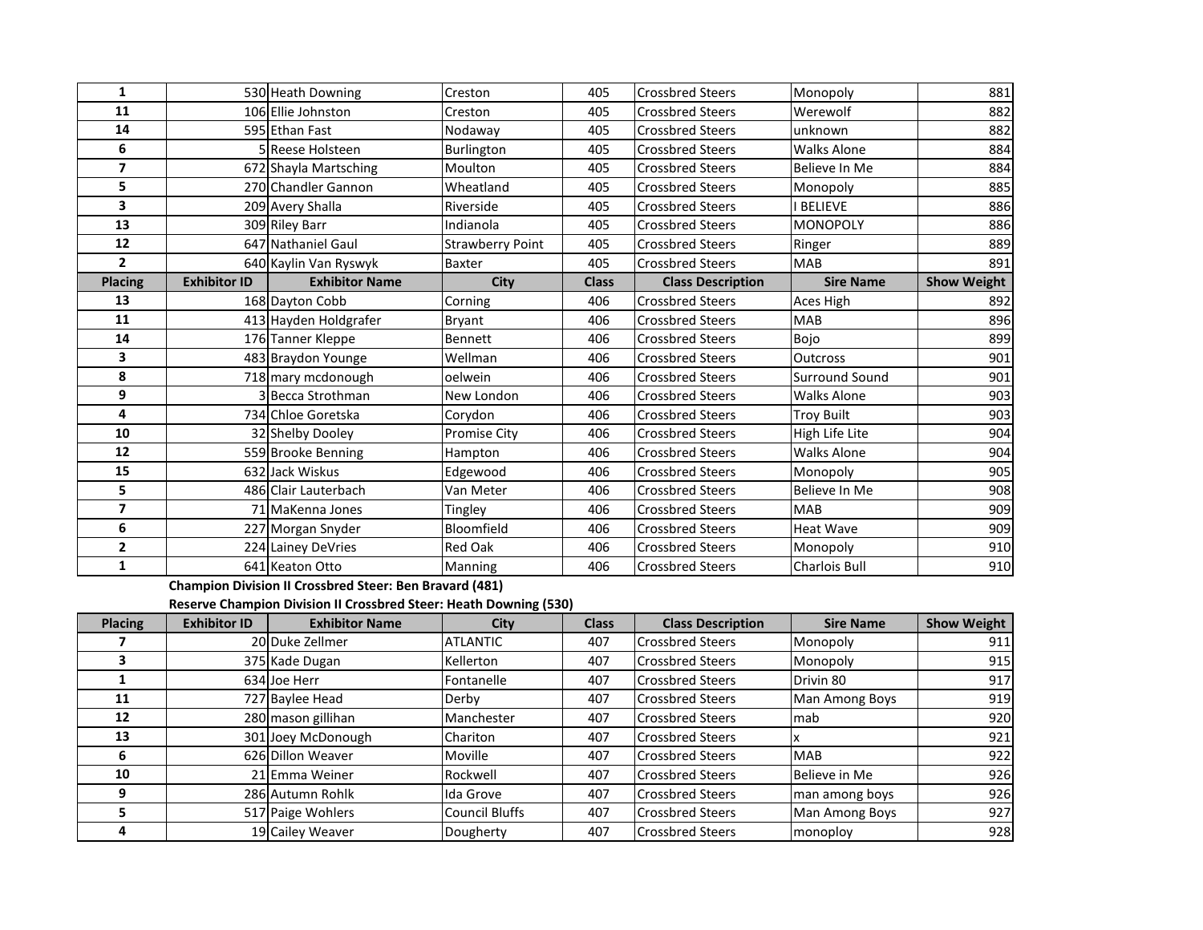| Placing | Exhibitor ID | Exhibitor Name | City | Class | Class Description | Sire Name | Show Weight |
|---|---|---|---|---|---|---|---|
| 1 | 530 | Heath Downing | Creston | 405 | Crossbred Steers | Monopoly | 881 |
| 11 | 106 | Ellie Johnston | Creston | 405 | Crossbred Steers | Werewolf | 882 |
| 14 | 595 | Ethan Fast | Nodaway | 405 | Crossbred Steers | unknown | 882 |
| 6 | 5 | Reese Holsteen | Burlington | 405 | Crossbred Steers | Walks Alone | 884 |
| 7 | 672 | Shayla Martsching | Moulton | 405 | Crossbred Steers | Believe In Me | 884 |
| 5 | 270 | Chandler Gannon | Wheatland | 405 | Crossbred Steers | Monopoly | 885 |
| 3 | 209 | Avery Shalla | Riverside | 405 | Crossbred Steers | I BELIEVE | 886 |
| 13 | 309 | Riley Barr | Indianola | 405 | Crossbred Steers | MONOPOLY | 886 |
| 12 | 647 | Nathaniel Gaul | Strawberry Point | 405 | Crossbred Steers | Ringer | 889 |
| 2 | 640 | Kaylin Van Ryswyk | Baxter | 405 | Crossbred Steers | MAB | 891 |

| Placing | Exhibitor ID | Exhibitor Name | City | Class | Class Description | Sire Name | Show Weight |
|---|---|---|---|---|---|---|---|
| 13 | 168 | Dayton Cobb | Corning | 406 | Crossbred Steers | Aces High | 892 |
| 11 | 413 | Hayden Holdgrafer | Bryant | 406 | Crossbred Steers | MAB | 896 |
| 14 | 176 | Tanner Kleppe | Bennett | 406 | Crossbred Steers | Bojo | 899 |
| 3 | 483 | Braydon Younge | Wellman | 406 | Crossbred Steers | Outcross | 901 |
| 8 | 718 | mary mcdonough | oelwein | 406 | Crossbred Steers | Surround Sound | 901 |
| 9 | 3 | Becca Strothman | New London | 406 | Crossbred Steers | Walks Alone | 903 |
| 4 | 734 | Chloe Goretska | Corydon | 406 | Crossbred Steers | Troy Built | 903 |
| 10 | 32 | Shelby Dooley | Promise City | 406 | Crossbred Steers | High Life Lite | 904 |
| 12 | 559 | Brooke Benning | Hampton | 406 | Crossbred Steers | Walks Alone | 904 |
| 15 | 632 | Jack Wiskus | Edgewood | 406 | Crossbred Steers | Monopoly | 905 |
| 5 | 486 | Clair Lauterbach | Van Meter | 406 | Crossbred Steers | Believe In Me | 908 |
| 7 | 71 | MaKenna Jones | Tingley | 406 | Crossbred Steers | MAB | 909 |
| 6 | 227 | Morgan Snyder | Bloomfield | 406 | Crossbred Steers | Heat Wave | 909 |
| 2 | 224 | Lainey DeVries | Red Oak | 406 | Crossbred Steers | Monopoly | 910 |
| 1 | 641 | Keaton Otto | Manning | 406 | Crossbred Steers | Charlois Bull | 910 |

**Champion Division II Crossbred Steer: Ben Bravard (481)**

**Reserve Champion Division II Crossbred Steer: Heath Downing (530)**

| Placing | Exhibitor ID | Exhibitor Name | City | Class | Class Description | Sire Name | Show Weight |
|---|---|---|---|---|---|---|---|
| 7 | 20 | Duke Zellmer | ATLANTIC | 407 | Crossbred Steers | Monopoly | 911 |
| 3 | 375 | Kade Dugan | Kellerton | 407 | Crossbred Steers | Monopoly | 915 |
| 1 | 634 | Joe Herr | Fontanelle | 407 | Crossbred Steers | Drivin 80 | 917 |
| 11 | 727 | Baylee Head | Derby | 407 | Crossbred Steers | Man Among Boys | 919 |
| 12 | 280 | mason gillihan | Manchester | 407 | Crossbred Steers | mab | 920 |
| 13 | 301 | Joey McDonough | Chariton | 407 | Crossbred Steers | x | 921 |
| 6 | 626 | Dillon Weaver | Moville | 407 | Crossbred Steers | MAB | 922 |
| 10 | 21 | Emma Weiner | Rockwell | 407 | Crossbred Steers | Believe in Me | 926 |
| 9 | 286 | Autumn Rohlk | Ida Grove | 407 | Crossbred Steers | man among boys | 926 |
| 5 | 517 | Paige Wohlers | Council Bluffs | 407 | Crossbred Steers | Man Among Boys | 927 |
| 4 | 19 | Cailey Weaver | Dougherty | 407 | Crossbred Steers | monoploy | 928 |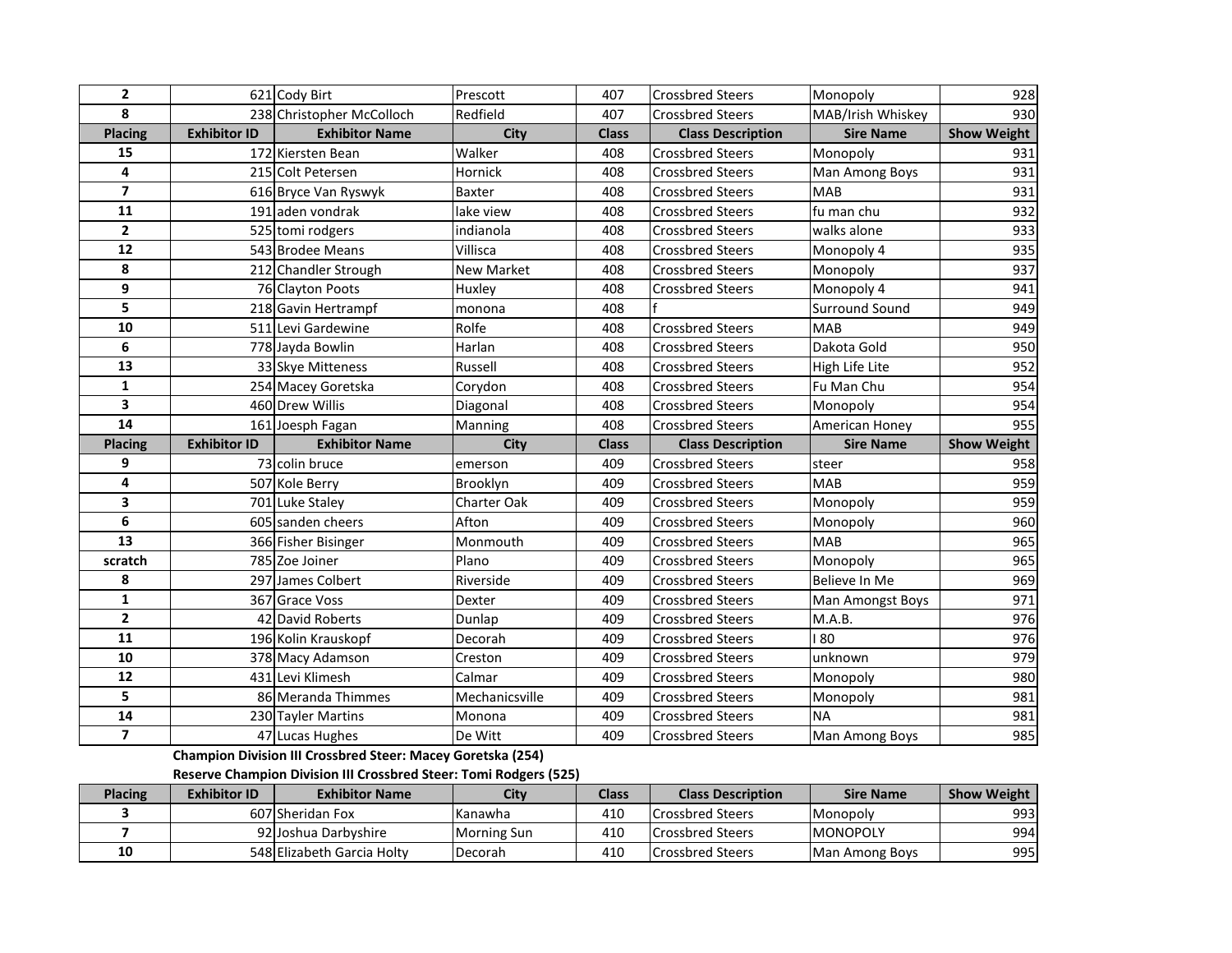| Placing | Exhibitor ID | Exhibitor Name | City | Class | Class Description | Sire Name | Show Weight |
|---|---|---|---|---|---|---|---|
| 2 | 621 | Cody Birt | Prescott | 407 | Crossbred Steers | Monopoly | 928 |
| 8 | 238 | Christopher McColloch | Redfield | 407 | Crossbred Steers | MAB/Irish Whiskey | 930 |

| Placing | Exhibitor ID | Exhibitor Name | City | Class | Class Description | Sire Name | Show Weight |
|---|---|---|---|---|---|---|---|
| 15 | 172 | Kiersten Bean | Walker | 408 | Crossbred Steers | Monopoly | 931 |
| 4 | 215 | Colt Petersen | Hornick | 408 | Crossbred Steers | Man Among Boys | 931 |
| 7 | 616 | Bryce Van Ryswyk | Baxter | 408 | Crossbred Steers | MAB | 931 |
| 11 | 191 | aden vondrak | lake view | 408 | Crossbred Steers | fu man chu | 932 |
| 2 | 525 | tomi rodgers | indianola | 408 | Crossbred Steers | walks alone | 933 |
| 12 | 543 | Brodee Means | Villisca | 408 | Crossbred Steers | Monopoly 4 | 935 |
| 8 | 212 | Chandler Strough | New Market | 408 | Crossbred Steers | Monopoly | 937 |
| 9 | 76 | Clayton Poots | Huxley | 408 | Crossbred Steers | Monopoly 4 | 941 |
| 5 | 218 | Gavin Hertrampf | monona | 408 | f | Surround Sound | 949 |
| 10 | 511 | Levi Gardewine | Rolfe | 408 | Crossbred Steers | MAB | 949 |
| 6 | 778 | Jayda Bowlin | Harlan | 408 | Crossbred Steers | Dakota Gold | 950 |
| 13 | 33 | Skye Mitteness | Russell | 408 | Crossbred Steers | High Life Lite | 952 |
| 1 | 254 | Macey Goretska | Corydon | 408 | Crossbred Steers | Fu Man Chu | 954 |
| 3 | 460 | Drew Willis | Diagonal | 408 | Crossbred Steers | Monopoly | 954 |
| 14 | 161 | Joesph Fagan | Manning | 408 | Crossbred Steers | American Honey | 955 |

| Placing | Exhibitor ID | Exhibitor Name | City | Class | Class Description | Sire Name | Show Weight |
|---|---|---|---|---|---|---|---|
| 9 | 73 | colin bruce | emerson | 409 | Crossbred Steers | steer | 958 |
| 4 | 507 | Kole Berry | Brooklyn | 409 | Crossbred Steers | MAB | 959 |
| 3 | 701 | Luke Staley | Charter Oak | 409 | Crossbred Steers | Monopoly | 959 |
| 6 | 605 | sanden cheers | Afton | 409 | Crossbred Steers | Monopoly | 960 |
| 13 | 366 | Fisher Bisinger | Monmouth | 409 | Crossbred Steers | MAB | 965 |
| scratch | 785 | Zoe Joiner | Plano | 409 | Crossbred Steers | Monopoly | 965 |
| 8 | 297 | James Colbert | Riverside | 409 | Crossbred Steers | Believe In Me | 969 |
| 1 | 367 | Grace Voss | Dexter | 409 | Crossbred Steers | Man Amongst Boys | 971 |
| 2 | 42 | David Roberts | Dunlap | 409 | Crossbred Steers | M.A.B. | 976 |
| 11 | 196 | Kolin Krauskopf | Decorah | 409 | Crossbred Steers | I 80 | 976 |
| 10 | 378 | Macy Adamson | Creston | 409 | Crossbred Steers | unknown | 979 |
| 12 | 431 | Levi Klimesh | Calmar | 409 | Crossbred Steers | Monopoly | 980 |
| 5 | 86 | Meranda Thimmes | Mechanicsville | 409 | Crossbred Steers | Monopoly | 981 |
| 14 | 230 | Tayler Martins | Monona | 409 | Crossbred Steers | NA | 981 |
| 7 | 47 | Lucas Hughes | De Witt | 409 | Crossbred Steers | Man Among Boys | 985 |

**Champion Division III Crossbred Steer: Macey Goretska (254)**

**Reserve Champion Division III Crossbred Steer: Tomi Rodgers (525)**

| Placing | Exhibitor ID | Exhibitor Name | City | Class | Class Description | Sire Name | Show Weight |
|---|---|---|---|---|---|---|---|
| 3 | 607 | Sheridan Fox | Kanawha | 410 | Crossbred Steers | Monopoly | 993 |
| 7 | 92 | Joshua Darbyshire | Morning Sun | 410 | Crossbred Steers | MONOPOLY | 994 |
| 10 | 548 | Elizabeth Garcia Holty | Decorah | 410 | Crossbred Steers | Man Among Boys | 995 |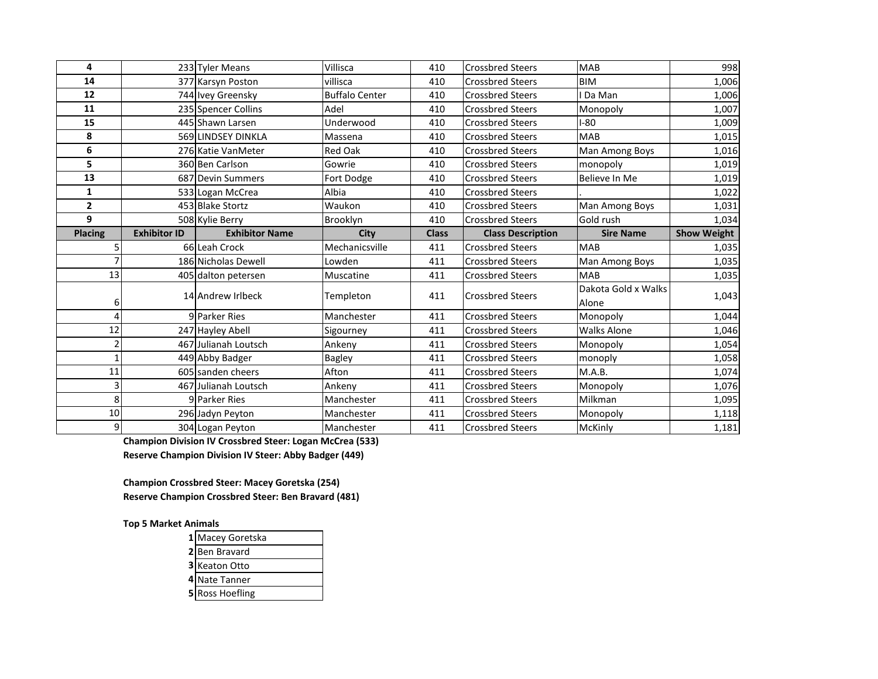| | | | | | | | |
|---|---|---|---|---|---|---|---|
| **4** | 233 | Tyler Means | Villisca | 410 | Crossbred Steers | MAB | 998 |
| **14** | 377 | Karsyn Poston | villisca | 410 | Crossbred Steers | BIM | 1,006 |
| **12** | 744 | Ivey Greensky | Buffalo Center | 410 | Crossbred Steers | I Da Man | 1,006 |
| **11** | 235 | Spencer Collins | Adel | 410 | Crossbred Steers | Monopoly | 1,007 |
| **15** | 445 | Shawn Larsen | Underwood | 410 | Crossbred Steers | I-80 | 1,009 |
| **8** | 569 | LINDSEY DINKLA | Massena | 410 | Crossbred Steers | MAB | 1,015 |
| **6** | 276 | Katie VanMeter | Red Oak | 410 | Crossbred Steers | Man Among Boys | 1,016 |
| **5** | 360 | Ben Carlson | Gowrie | 410 | Crossbred Steers | monopoly | 1,019 |
| **13** | 687 | Devin Summers | Fort Dodge | 410 | Crossbred Steers | Believe In Me | 1,019 |
| **1** | 533 | Logan McCrea | Albia | 410 | Crossbred Steers | . | 1,022 |
| **2** | 453 | Blake Stortz | Waukon | 410 | Crossbred Steers | Man Among Boys | 1,031 |
| **9** | 508 | Kylie Berry | Brooklyn | 410 | Crossbred Steers | Gold rush | 1,034 |
| **Placing** | **Exhibitor ID** | **Exhibitor Name** | **City** | **Class** | **Class Description** | **Sire Name** | **Show Weight** |
| 5 | 66 | Leah Crock | Mechanicsville | 411 | Crossbred Steers | MAB | 1,035 |
| 7 | 186 | Nicholas Dewell | Lowden | 411 | Crossbred Steers | Man Among Boys | 1,035 |
| 13 | 405 | dalton petersen | Muscatine | 411 | Crossbred Steers | MAB | 1,035 |
| 6 | 14 | Andrew Irlbeck | Templeton | 411 | Crossbred Steers | Dakota Gold x Walks Alone | 1,043 |
| 4 | 9 | Parker Ries | Manchester | 411 | Crossbred Steers | Monopoly | 1,044 |
| 12 | 247 | Hayley Abell | Sigourney | 411 | Crossbred Steers | Walks Alone | 1,046 |
| 2 | 467 | Julianah Loutsch | Ankeny | 411 | Crossbred Steers | Monopoly | 1,054 |
| 1 | 449 | Abby Badger | Bagley | 411 | Crossbred Steers | monoply | 1,058 |
| 11 | 605 | sanden cheers | Afton | 411 | Crossbred Steers | M.A.B. | 1,074 |
| 3 | 467 | Julianah Loutsch | Ankeny | 411 | Crossbred Steers | Monopoly | 1,076 |
| 8 | 9 | Parker Ries | Manchester | 411 | Crossbred Steers | Milkman | 1,095 |
| 10 | 296 | Jadyn Peyton | Manchester | 411 | Crossbred Steers | Monopoly | 1,118 |
| 9 | 304 | Logan Peyton | Manchester | 411 | Crossbred Steers | McKinly | 1,181 |

**Champion Division IV Crossbred Steer: Logan McCrea (533)**
**Reserve Champion Division IV Steer: Abby Badger (449)**

**Champion Crossbred Steer: Macey Goretska (254)**
**Reserve Champion Crossbred Steer: Ben Bravard (481)**

**Top 5 Market Animals**

| | |
|---|---|
| **1** | Macey Goretska |
| **2** | Ben Bravard |
| **3** | Keaton Otto |
| **4** | Nate Tanner |
| **5** | Ross Hoefling |